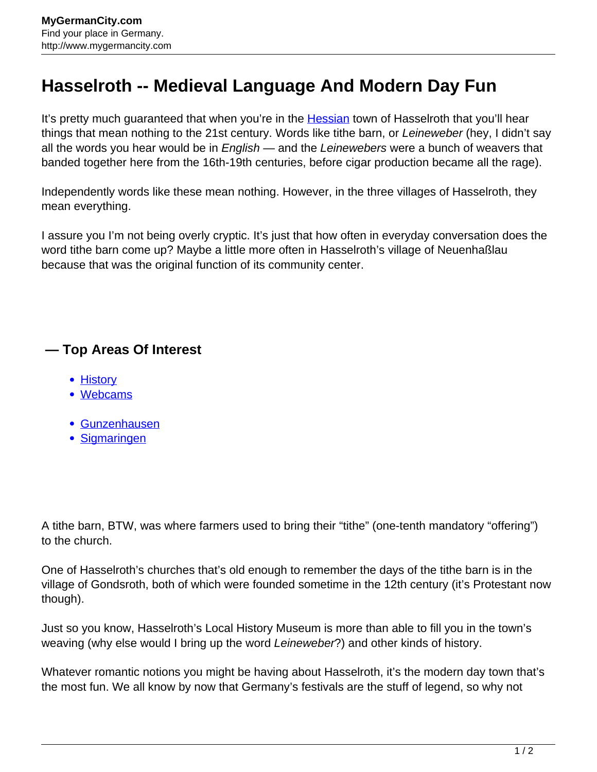MyGermanCity.com
Find your place in Germany.
http://www.mygermancity.com

# Hasselroth -- Medieval Language And Modern Day Fun

It's pretty much guaranteed that when you're in the [Hessian](http://www.mygermancity.com) town of Hasselroth that you'll hear things that mean nothing to the 21st century. Words like tithe barn, or *Leineweber* (hey, I didn't say all the words you hear would be in *English* — and the *Leinewebers* were a bunch of weavers that banded together here from the 16th-19th centuries, before cigar production became all the rage).

Independently words like these mean nothing. However, in the three villages of Hasselroth, they mean everything.

I assure you I'm not being overly cryptic. It's just that how often in everyday conversation does the word tithe barn come up? Maybe a little more often in Hasselroth's village of Neuenhaßlau because that was the original function of its community center.

### — Top Areas Of Interest

- History
- Webcams

- Gunzenhausen
- Sigmaringen

A tithe barn, BTW, was where farmers used to bring their "tithe" (one-tenth mandatory "offering") to the church.

One of Hasselroth's churches that's old enough to remember the days of the tithe barn is in the village of Gondsroth, both of which were founded sometime in the 12th century (it's Protestant now though).

Just so you know, Hasselroth's Local History Museum is more than able to fill you in the town's weaving (why else would I bring up the word *Leineweber*?) and other kinds of history.

Whatever romantic notions you might be having about Hasselroth, it's the modern day town that's the most fun. We all know by now that Germany's festivals are the stuff of legend, so why not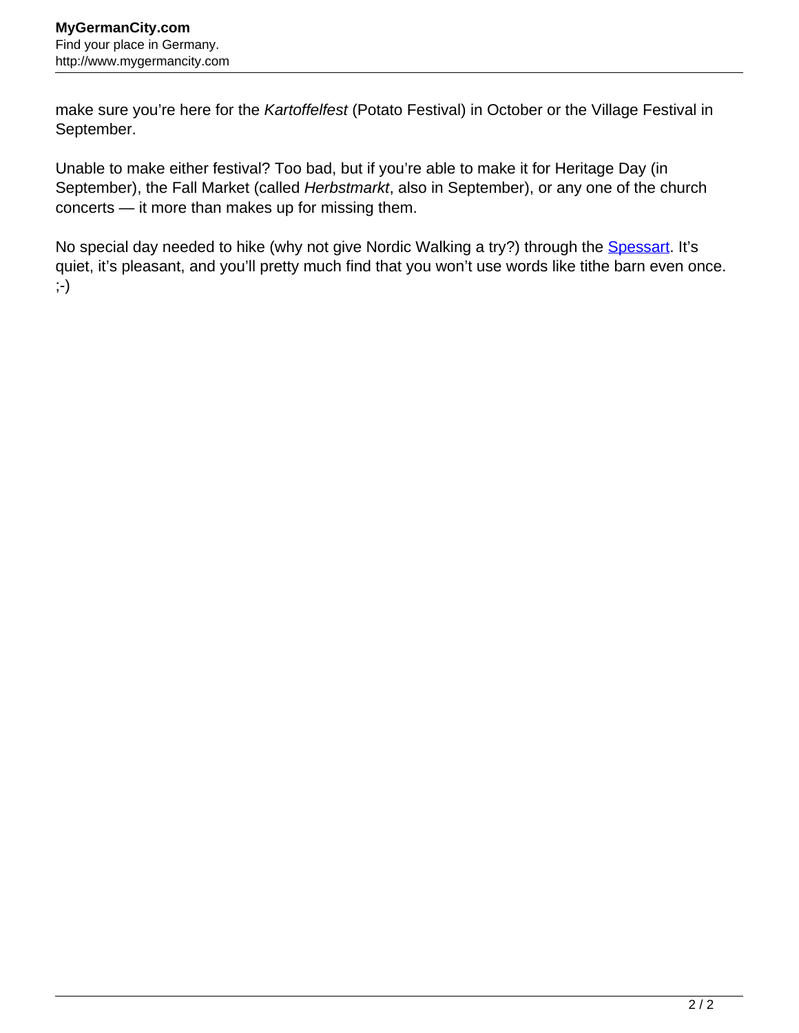make sure you're here for the *Kartoffelfest* (Potato Festival) in October or the Village Festival in September.

Unable to make either festival? Too bad, but if you're able to make it for Heritage Day (in September), the Fall Market (called *Herbstmarkt*, also in September), or any one of the church concerts — it more than makes up for missing them.

No special day needed to hike (why not give Nordic Walking a try?) through the [Spessart](). It's quiet, it's pleasant, and you'll pretty much find that you won't use words like tithe barn even once. ;-)